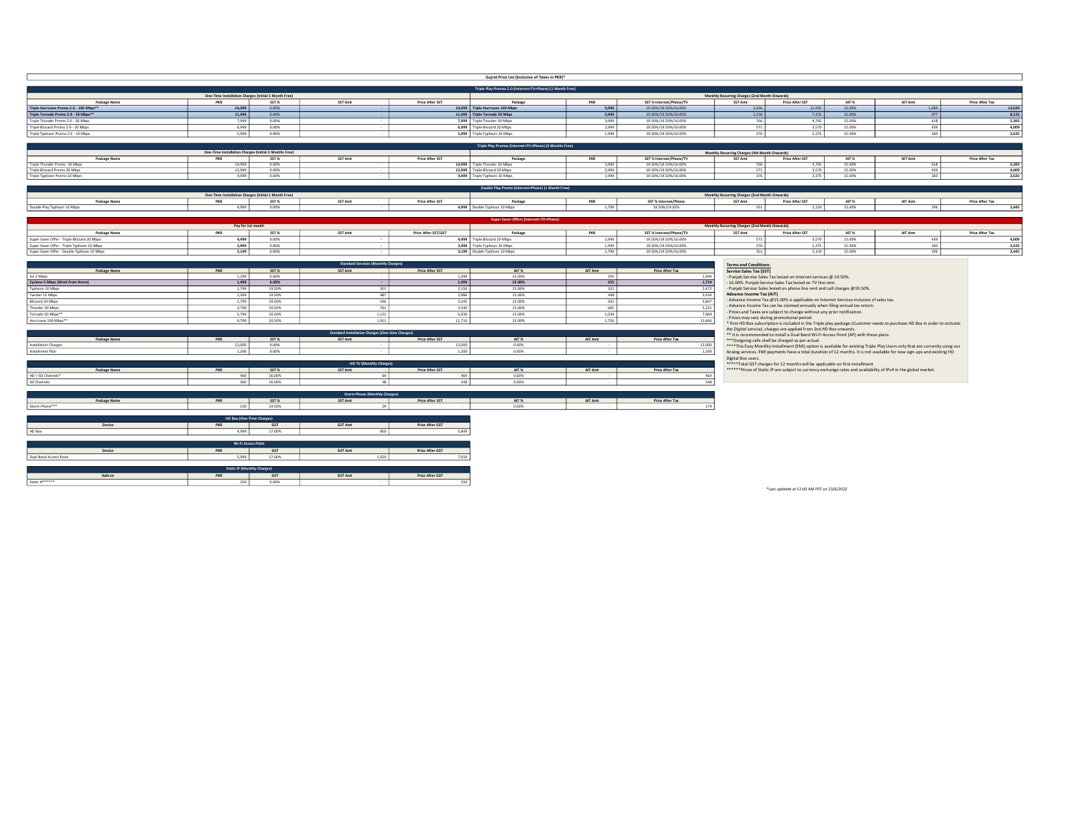# Gujrat Price List (Inclusive of Taxes in PKR)*

## Triple Play Promos 2.0 (Internet+TV+Phone) (1 Month Free)

| One-Time Installation Charges (Initial 1 Month Free) | | | | | Monthly Recurring Charges (2nd Month Onwards) | | | | | | | |
|---|---|---|---|---|---|---|---|---|---|---|---|---|
| Package Name | PKR | SST % | SST Amt | Price After SST | Package | PKR | SST % Internet/Phone/TV | SST Amt | Price After SST | AIT % | AIT Amt | Price After Tax |
| **Triple Hurricane Promo 2.0 - 100 Mbps**** | **14,499** | 0.00% | - | **14,499** | **Triple Hurricane 100 Mbps** | **9,999** | 19.50%/19.50%/16.00% | 1,936 | 11,935 | 15.00% | 1,694 | **13,629** |
| **Triple Tornado Promo 2.0 - 50 Mbps**** | **11,499** | 0.00% | - | **11,499** | **Triple Tornado 50 Mbps** | **5,999** | 19.50%/19.50%/16.00% | 1,156 | 7,155 | 15.00% | 977 | **8,132** |
| Triple Thunder Promo 2.0 - 30 Mbps | 7,999 | 0.00% | - | **7,999** | Triple Thunder 30 Mbps | 3,999 | 19.50%/19.50%/16.00% | 766 | 4,765 | 15.00% | 618 | **5,383** |
| Triple Blizzard Promo 2.0 - 20 Mbps | 6,999 | 0.00% | - | **6,999** | Triple Blizzard 20 Mbps | 2,999 | 19.50%/19.50%/16.00% | 571 | 3,570 | 15.00% | 439 | **4,009** |
| Triple Typhoon Promo 2.0 - 10 Mbps | 5,999 | 0.00% | - | **5,999** | Triple Typhoon 10 Mbps | 1,999 | 19.50%/19.50%/16.00% | 376 | 2,375 | 15.00% | 260 | **2,635** |

## Triple Play Promos (Internet+TV+Phone) (3 Months Free)

| One-Time Installation Charges (Initial 3 Months Free) | | | | | Monthly Recurring Charges (4th Month Onwards) | | | | | | | |
|---|---|---|---|---|---|---|---|---|---|---|---|---|
| Package Name | PKR | SST % | SST Amt | Price After SST | Package | PKR | SST % Internet/Phone/TV | SST Amt | Price After SST | AIT % | AIT Amt | Price After Tax |
| Triple Thunder Promo 30 Mbps | 14,999 | 0.00% | - | **14,999** | Triple Thunder 30 Mbps | 3,999 | 19.50%/19.50%/16.00% | 766 | 4,765 | 15.00% | 618 | **5,383** |
| Triple Blizzard Promo 20 Mbps | 12,999 | 0.00% | - | **12,999** | Triple Blizzard 20 Mbps | 2,999 | 19.50%/19.50%/16.00% | 571 | 3,570 | 15.00% | 439 | **4,009** |
| Triple Typhoon Promo 10 Mbps | 9,999 | 0.00% | - | **9,999** | Triple Typhoon 10 Mbps | 1,999 | 19.50%/19.50%/16.00% | 376 | 2,375 | 15.00% | 260 | **2,635** |

## Double Play Promo (Internet+Phone) (1 Month Free)

| One-Time Installation Charges (Initial 1 Month Free) | | | | | Monthly Recurring Charges (2nd Month Onwards) | | | | | | | |
|---|---|---|---|---|---|---|---|---|---|---|---|---|
| Package Name | PKR | SST % | SST Amt | Price After SST | Package | PKR | SST % Internet/Phone | SST Amt | Price After SST | AIT % | AIT Amt | Price After Tax |
| Double Play Typhoon 10 Mbps | 4,999 | 0.00% | - | **4,999** | Double Typhoon 10 Mbps | 1,799 | 19.50%/19.50% | 351 | 2,150 | 15.00% | 296 | **2,445** |

## Super Saver Offers (Internet+TV+Phone)

| Pay for 1st month | | | | | Monthly Recurring Charges (2nd Month Onwards) | | | | | | | |
|---|---|---|---|---|---|---|---|---|---|---|---|---|
| Package Name | PKR | SST % | SST Amt | Price After SST/GST | Package | PKR | SST % Internet/Phone/TV | SST Amt | Price After SST | AIT % | AIT Amt | Price After Tax |
| Super Saver Offer - Triple Blizzard 20 Mbps | **4,499** | 0.00% | - | **4,499** | Triple Blizzard 20 Mbps | 2,999 | 19.50%/19.50%/16.00% | 571 | 3,570 | 15.00% | 439 | **4,009** |
| Super Saver Offer - Triple Typhoon 10 Mbps | **3,999** | 0.00% | - | **3,999** | Triple Typhoon 10 Mbps | 1,999 | 19.50%/19.50%/16.00% | 376 | 2,375 | 15.00% | 260 | **2,635** |
| Super Saver Offer - Double Typhoon 10 Mbps | **3,199** | 0.00% | - | **3,199** | Double Typhoon 10 Mbps | 1,799 | 19.50%/19.50%/16.00% | 351 | 2,150 | 15.00% | 296 | **2,445** |

## Standard Services (Monthly Charges)

| Package Name | PKR | SST % | SST Amt | Price After SST | AIT % | AIT Amt | Price After Tax |
|---|---|---|---|---|---|---|---|
| Ice 2 Mbps | 1,299 | 0.00% | - | 1,299 | 15.00% | 195 | 1,494 |
| **Cyclone 5 Mbps (Work from Home)** | **1,499** | **0.00%** | **-** | **1,499** | **15.00%** | **225** | **1,724** |
| Typhoon 10 Mbps | 1,799 | 19.50% | 351 | 2,150 | 15.00% | 322 | 2,472 |
| Twister 15 Mbps | 2,499 | 19.50% | 487 | 2,986 | 15.00% | 448 | 3,434 |
| Blizzard 20 Mbps | 2,799 | 19.50% | 546 | 3,345 | 15.00% | 502 | 3,847 |
| Thunder 30 Mbps | 3,799 | 19.50% | 741 | 4,540 | 15.00% | 681 | 5,221 |
| Tornado 50 Mbps** | 5,799 | 19.50% | 1,131 | 6,930 | 15.00% | 1,039 | 7,969 |
| Hurricane 100 Mbps** | 9,799 | 19.50% | 1,911 | 11,710 | 15.00% | 1,756 | 13,466 |

## Standard Installation Charges (One-time Charges)

| Package Name | PKR | SST % | SST Amt | Price After SST | AIT % | AIT Amt | Price After Tax |
|---|---|---|---|---|---|---|---|
| Installation Charges | 12,000 | 0.00% | - | 12,000 | 0.00% | - | 12,000 |
| Installment Plan | 1,200 | 0.00% | - | 1,200 | 0.00% | - | 1,200 |

## HD TV (Monthly Charges)

| Package Name | PKR | SST % | SST Amt | Price After SST | AIT % | AIT Amt | Price After Tax |
|---|---|---|---|---|---|---|---|
| HD + SD Channels* | 400 | 16.00% | 64 | 464 | 0.00% | - | 464 |
| SD Channels | 300 | 16.00% | 48 | 348 | 0.00% | - | 348 |

## Storm Phone (Monthly Charges)

| Package Name | PKR | SST % | SST Amt | Price After SST | AIT % | AIT Amt | Price After Tax |
|---|---|---|---|---|---|---|---|
| Storm Phone*** | 150 | 19.50% | 29 | - | 0.00% | - | 179 |

## HD Box (One-Time Charges)

| Device | PKR | GST | GST Amt | Price After GST |
|---|---|---|---|---|
| HD Box | 4,999 | 17.00% | 850 | 5,849 |

## Wi-Fi Access Point

| Device | PKR | GST | GST Amt | Price After GST |
|---|---|---|---|---|
| Dual Band Access Point | 5,999 | 17.00% | 1,020 | 7,019 |

## Static IP (Monthly Charges)

| Add-on | PKR | GST | GST Amt | Price After GST |
|---|---|---|---|---|
| Static IP****** | 250 | 0.00% | - | 250 |

**Terms and Conditions:**

**Service Sales Tax (SST)**
- Punjab Service Sales Tax levied on Internet services @ 19.50%.
- 16.00% Punjab Service Sales Tax levied on TV line rent.
- Punjab Service Sales levied on phone line rent and call charges @19.50%.

**Advance Income Tax (AIT)**
- Advance Income Tax @15.00% is applicable on Internet Services inclusive of sales tax.
- Advance Income Tax can be claimed annually when filing annual tax return.
- Prices and Taxes are subject to change without any prior notification.
- Prices may vary during promotional period.

* First HD Box subscription is included in the Triple play package *(Customer needs to purchase HD Box in order to activate the Digital service)*, charges are applied from 2nd HD Box onwards.
** It is recommended to install a Dual Band Wi-Fi Access Point (AP) with these plans.
***Outgoing calls shall be charged as per actual.
****This Easy Monthly Installment (EMI) option is available for existing Triple Play Users only that are currently using our Analog services. EMI payments have a total duration of 12 months. It is not available for new sign-ups and existing HD Digital Box users.
*****Total GST charges for 12 months will be applicable on first installment
******Prices of Static IP are subject to currency exchange rates and availability of IPv4 in the global market.

*Last updated at 12:00 AM PST on 23/6/2022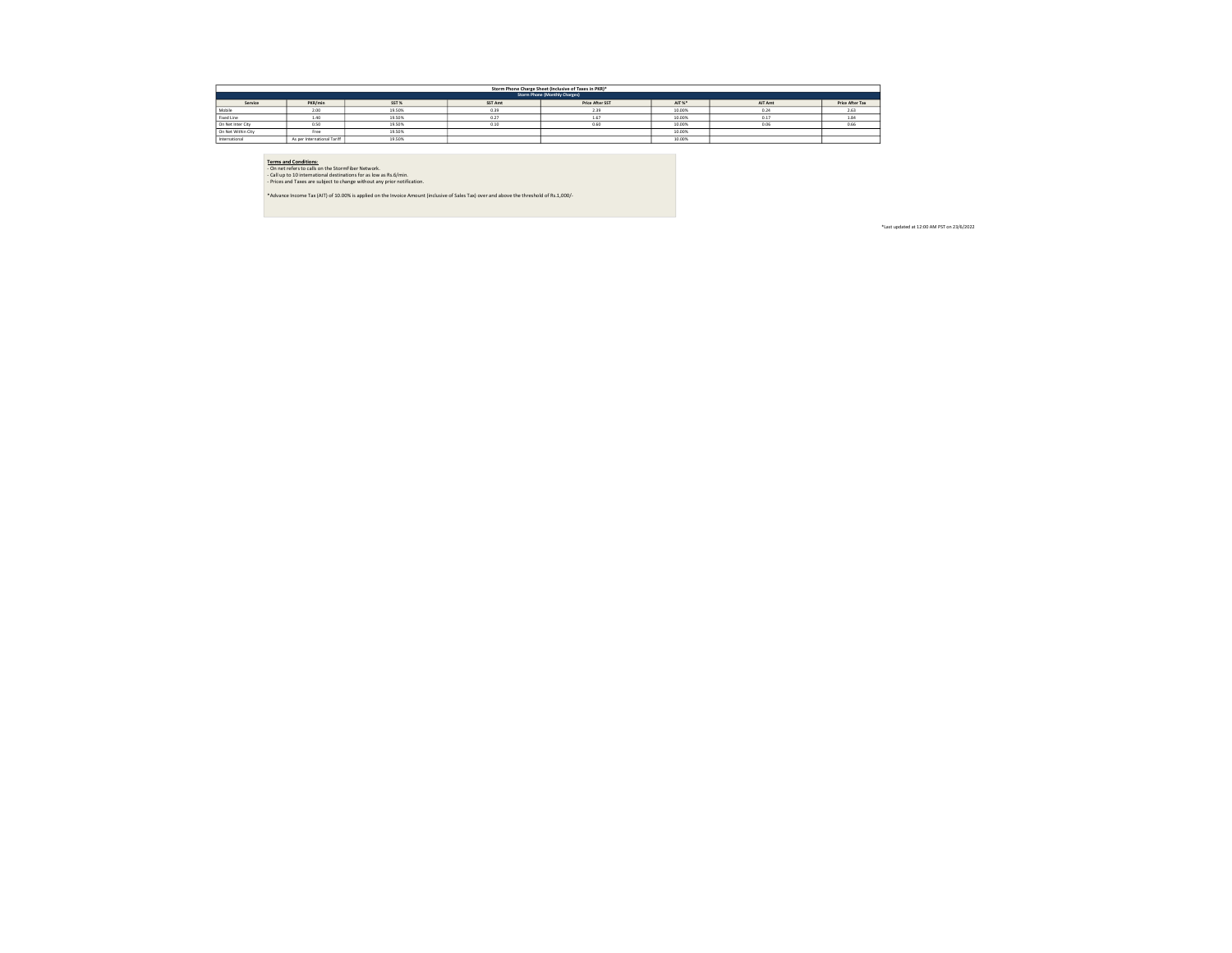| Storm Phone Charge Sheet (Inclusive of Taxes in PKR)* | | | | | | | |
|---|---|---|---|---|---|---|---|
| Storm Phone (Monthly Charges) | | | | | | | |
| Service | PKR/min | SST % | SST Amt | Price After SST | AIT %* | AIT Amt | Price After Tax |
| Mobile | 2.00 | 19.50% | 0.39 | 2.39 | 10.00% | 0.24 | 2.63 |
| Fixed Line | 1.40 | 19.50% | 0.27 | 1.67 | 10.00% | 0.17 | 1.84 |
| On Net Inter City | 0.50 | 19.50% | 0.10 | 0.60 | 10.00% | 0.06 | 0.66 |
| On Net Within City | Free | 19.50% | | | 10.00% | | |
| International | As per International Tariff | 19.50% | | | 10.00% | | |

**Terms and Conditions:**
- On net refers to calls on the StormFiber Network.
- Call up to 10 international destinations for as low as Rs.6/min.
- Prices and Taxes are subject to change without any prior notification.

*Advance Income Tax (AIT) of 10.00% is applied on the Invoice Amount (inclusive of Sales Tax) over and above the threshold of Rs.1,000/-

*Last updated at 12:00 AM PST on 23/6/2022